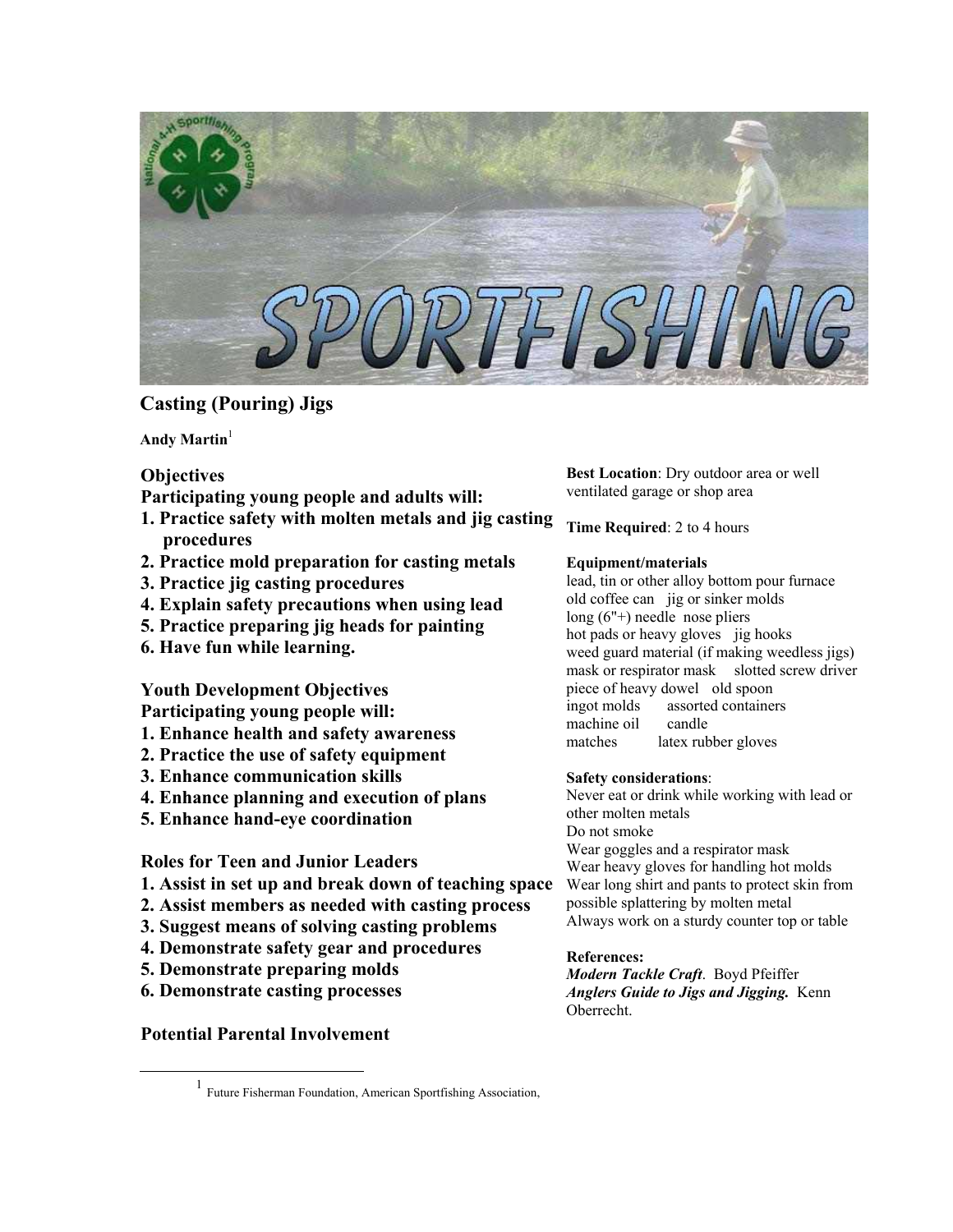# Casting (Pouring) Jigs

**Andy Martin**[1]

## Objectives

**Participating young people and adults will:**

1. **Practice safety with molten metals and jig casting procedures**
2. **Practice mold preparation for casting metals**
3. **Practice jig casting procedures**
4. **Explain safety precautions when using lead**
5. **Practice preparing jig heads for painting**
6. **Have fun while learning.**

## Youth Development Objectives

**Participating young people will:**

1. **Enhance health and safety awareness**
2. **Practice the use of safety equipment**
3. **Enhance communication skills**
4. **Enhance planning and execution of plans**
5. **Enhance hand-eye coordination**

## Roles for Teen and Junior Leaders

1. **Assist in set up and break down of teaching space**
2. **Assist members as needed with casting process**
3. **Suggest means of solving casting problems**
4. **Demonstrate safety gear and procedures**
5. **Demonstrate preparing molds**
6. **Demonstrate casting processes**

## Potential Parental Involvement

**Best Location**: Dry outdoor area or well ventilated garage or shop area

**Time Required**: 2 to 4 hours

**Equipment/materials**

lead, tin or other alloy bottom pour furnace
old coffee can jig or sinker molds
long (6"+) needle nose pliers
hot pads or heavy gloves jig hooks
weed guard material (if making weedless jigs)
mask or respirator mask slotted screw driver
piece of heavy dowel old spoon
ingot molds assorted containers
machine oil candle
matches latex rubber gloves

**Safety considerations**:

Never eat or drink while working with lead or other molten metals
Do not smoke
Wear goggles and a respirator mask
Wear heavy gloves for handling hot molds
Wear long shirt and pants to protect skin from possible splattering by molten metal
Always work on a sturdy counter top or table

**References:**

***Modern Tackle Craft***. Boyd Pfeiffer
***Anglers Guide to Jigs and Jigging.*** Kenn Oberrecht.

[1] Future Fisherman Foundation, American Sportfishing Association,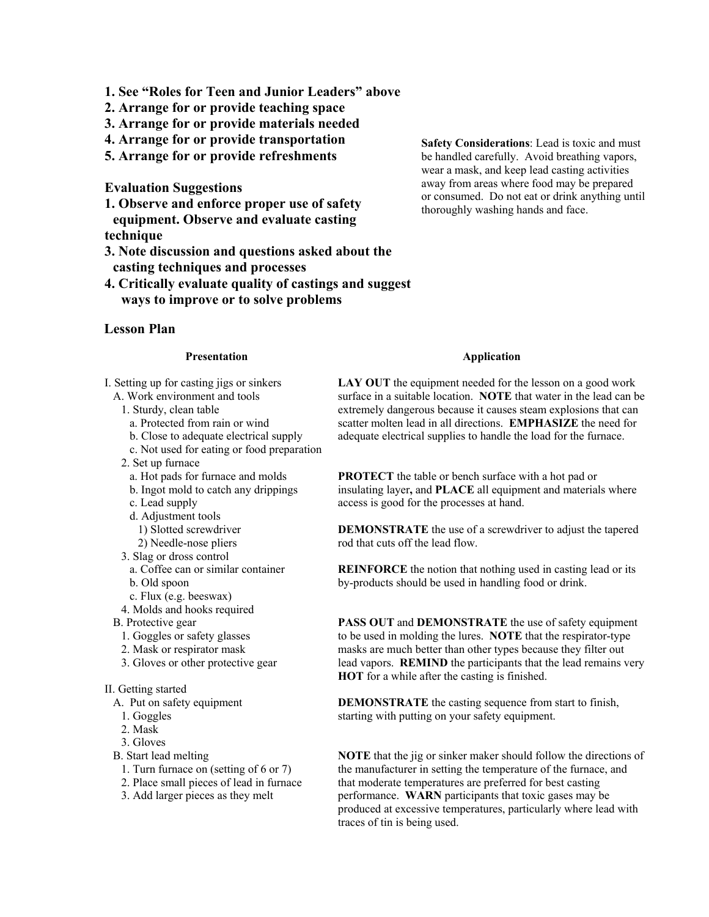**1. See "Roles for Teen and Junior Leaders" above**
**2. Arrange for or provide teaching space**
**3. Arrange for or provide materials needed**
**4. Arrange for or provide transportation**
**5. Arrange for or provide refreshments**

**Safety Considerations**: Lead is toxic and must be handled carefully. Avoid breathing vapors, wear a mask, and keep lead casting activities away from areas where food may be prepared or consumed. Do not eat or drink anything until thoroughly washing hands and face.

### Evaluation Suggestions

**1. Observe and enforce proper use of safety equipment. Observe and evaluate casting technique**
**3. Note discussion and questions asked about the casting techniques and processes**
**4. Critically evaluate quality of castings and suggest ways to improve or to solve problems**

### Lesson Plan

| Presentation | Application |
|---|---|
| I. Setting up for casting jigs or sinkers<br>A. Work environment and tools<br>1. Sturdy, clean table<br>a. Protected from rain or wind<br>b. Close to adequate electrical supply<br>c. Not used for eating or food preparation | **LAY OUT** the equipment needed for the lesson on a good work surface in a suitable location. **NOTE** that water in the lead can be extremely dangerous because it causes steam explosions that can scatter molten lead in all directions. **EMPHASIZE** the need for adequate electrical supplies to handle the load for the furnace. |
| 2. Set up furnace<br>a. Hot pads for furnace and molds<br>b. Ingot mold to catch any drippings<br>c. Lead supply | **PROTECT** the table or bench surface with a hot pad or insulating layer**,** and **PLACE** all equipment and materials where access is good for the processes at hand. |
| d. Adjustment tools<br>1) Slotted screwdriver<br>2) Needle-nose pliers | **DEMONSTRATE** the use of a screwdriver to adjust the tapered rod that cuts off the lead flow. |
| 3. Slag or dross control<br>a. Coffee can or similar container<br>b. Old spoon<br>c. Flux (e.g. beeswax)<br>4. Molds and hooks required | **REINFORCE** the notion that nothing used in casting lead or its by-products should be used in handling food or drink. |
| B. Protective gear<br>1. Goggles or safety glasses<br>2. Mask or respirator mask<br>3. Gloves or other protective gear | **PASS OUT** and **DEMONSTRATE** the use of safety equipment to be used in molding the lures. **NOTE** that the respirator-type masks are much better than other types because they filter out lead vapors. **REMIND** the participants that the lead remains very **HOT** for a while after the casting is finished. |
| II. Getting started<br>A. Put on safety equipment<br>1. Goggles<br>2. Mask<br>3. Gloves | **DEMONSTRATE** the casting sequence from start to finish, starting with putting on your safety equipment. |
| B. Start lead melting<br>1. Turn furnace on (setting of 6 or 7)<br>2. Place small pieces of lead in furnace<br>3. Add larger pieces as they melt | **NOTE** that the jig or sinker maker should follow the directions of the manufacturer in setting the temperature of the furnace, and that moderate temperatures are preferred for best casting performance. **WARN** participants that toxic gases may be produced at excessive temperatures, particularly where lead with traces of tin is being used. |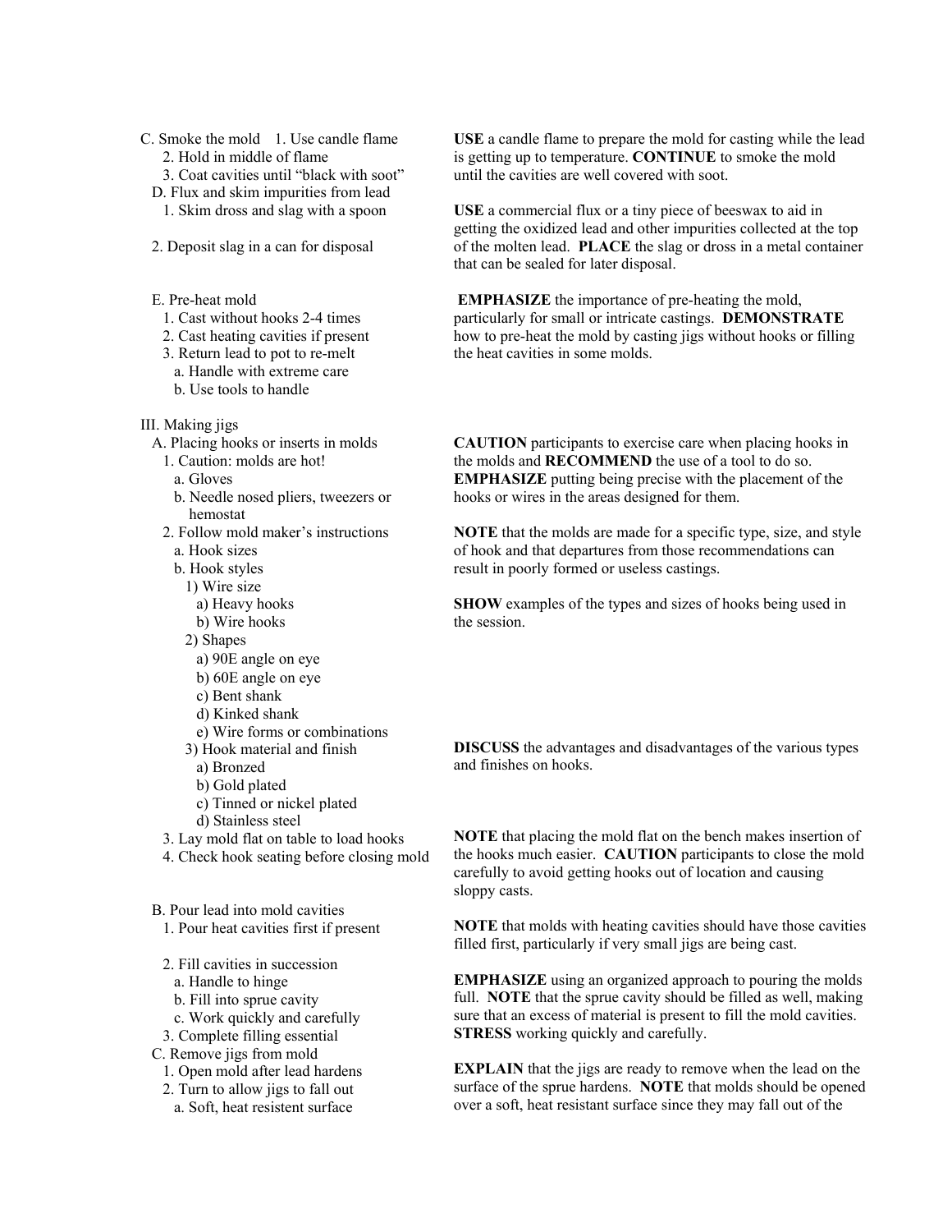C. Smoke the mold
1. Use candle flame
2. Hold in middle of flame
3. Coat cavities until "black with soot"

**USE** a candle flame to prepare the mold for casting while the lead is getting up to temperature. **CONTINUE** to smoke the mold until the cavities are well covered with soot.

D. Flux and skim impurities from lead
1. Skim dross and slag with a spoon
2. Deposit slag in a can for disposal

**USE** a commercial flux or a tiny piece of beeswax to aid in getting the oxidized lead and other impurities collected at the top of the molten lead. **PLACE** the slag or dross in a metal container that can be sealed for later disposal.

E. Pre-heat mold
1. Cast without hooks 2-4 times
2. Cast heating cavities if present
3. Return lead to pot to re-melt
   a. Handle with extreme care
   b. Use tools to handle

**EMPHASIZE** the importance of pre-heating the mold, particularly for small or intricate castings. **DEMONSTRATE** how to pre-heat the mold by casting jigs without hooks or filling the heat cavities in some molds.

III. Making jigs

A. Placing hooks or inserts in molds
1. Caution: molds are hot!
   a. Gloves
   b. Needle nosed pliers, tweezers or hemostat

**CAUTION** participants to exercise care when placing hooks in the molds and **RECOMMEND** the use of a tool to do so. **EMPHASIZE** putting being precise with the placement of the hooks or wires in the areas designed for them.

2. Follow mold maker's instructions
   a. Hook sizes
   b. Hook styles
      1) Wire size
         a) Heavy hooks
         b) Wire hooks
      2) Shapes
         a) 90E angle on eye
         b) 60E angle on eye
         c) Bent shank
         d) Kinked shank
         e) Wire forms or combinations
      3) Hook material and finish
         a) Bronzed
         b) Gold plated
         c) Tinned or nickel plated
         d) Stainless steel

**NOTE** that the molds are made for a specific type, size, and style of hook and that departures from those recommendations can result in poorly formed or useless castings.

**SHOW** examples of the types and sizes of hooks being used in the session.

**DISCUSS** the advantages and disadvantages of the various types and finishes on hooks.

3. Lay mold flat on table to load hooks
4. Check hook seating before closing mold

**NOTE** that placing the mold flat on the bench makes insertion of the hooks much easier. **CAUTION** participants to close the mold carefully to avoid getting hooks out of location and causing sloppy casts.

B. Pour lead into mold cavities
1. Pour heat cavities first if present

**NOTE** that molds with heating cavities should have those cavities filled first, particularly if very small jigs are being cast.

2. Fill cavities in succession
   a. Handle to hinge
   b. Fill into sprue cavity
   c. Work quickly and carefully
3. Complete filling essential

**EMPHASIZE** using an organized approach to pouring the molds full. **NOTE** that the sprue cavity should be filled as well, making sure that an excess of material is present to fill the mold cavities. **STRESS** working quickly and carefully.

C. Remove jigs from mold
1. Open mold after lead hardens
2. Turn to allow jigs to fall out
   a. Soft, heat resistent surface

**EXPLAIN** that the jigs are ready to remove when the lead on the surface of the sprue hardens. **NOTE** that molds should be opened over a soft, heat resistant surface since they may fall out of the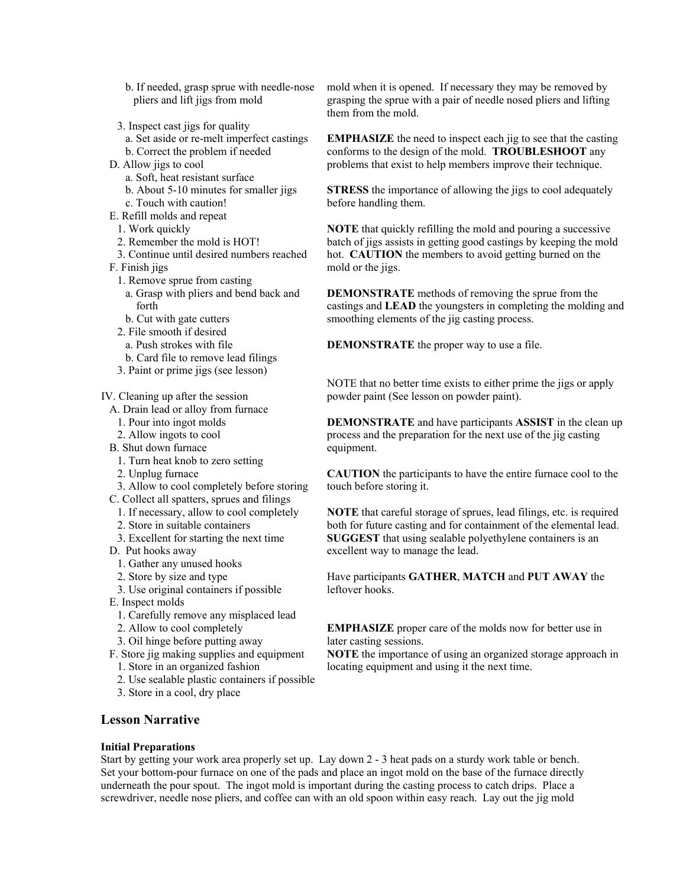b. If needed, grasp sprue with needle-nose pliers and lift jigs from mold

mold when it is opened. If necessary they may be removed by grasping the sprue with a pair of needle nosed pliers and lifting them from the mold.

3. Inspect cast jigs for quality
   a. Set aside or re-melt imperfect castings
   b. Correct the problem if needed

**EMPHASIZE** the need to inspect each jig to see that the casting conforms to the design of the mold. **TROUBLESHOOT** any problems that exist to help members improve their technique.

D. Allow jigs to cool
   a. Soft, heat resistant surface
   b. About 5-10 minutes for smaller jigs
   c. Touch with caution!

**STRESS** the importance of allowing the jigs to cool adequately before handling them.

E. Refill molds and repeat
   1. Work quickly
   2. Remember the mold is HOT!
   3. Continue until desired numbers reached

**NOTE** that quickly refilling the mold and pouring a successive batch of jigs assists in getting good castings by keeping the mold hot. **CAUTION** the members to avoid getting burned on the mold or the jigs.

F. Finish jigs
   1. Remove sprue from casting
      a. Grasp with pliers and bend back and forth
      b. Cut with gate cutters

**DEMONSTRATE** methods of removing the sprue from the castings and **LEAD** the youngsters in completing the molding and smoothing elements of the jig casting process.

   2. File smooth if desired
      a. Push strokes with file
      b. Card file to remove lead filings

**DEMONSTRATE** the proper way to use a file.

   3. Paint or prime jigs (see lesson)

NOTE that no better time exists to either prime the jigs or apply powder paint (See lesson on powder paint).

IV. Cleaning up after the session
   A. Drain lead or alloy from furnace
      1. Pour into ingot molds
      2. Allow ingots to cool

**DEMONSTRATE** and have participants **ASSIST** in the clean up process and the preparation for the next use of the jig casting equipment.

   B. Shut down furnace
      1. Turn heat knob to zero setting
      2. Unplug furnace
      3. Allow to cool completely before storing

**CAUTION** the participants to have the entire furnace cool to the touch before storing it.

   C. Collect all spatters, sprues and filings
      1. If necessary, allow to cool completely
      2. Store in suitable containers
      3. Excellent for starting the next time

**NOTE** that careful storage of sprues, lead filings, etc. is required both for future casting and for containment of the elemental lead. **SUGGEST** that using sealable polyethylene containers is an excellent way to manage the lead.

   D. Put hooks away
      1. Gather any unused hooks
      2. Store by size and type
      3. Use original containers if possible

Have participants **GATHER**, **MATCH** and **PUT AWAY** the leftover hooks.

   E. Inspect molds
      1. Carefully remove any misplaced lead
      2. Allow to cool completely
      3. Oil hinge before putting away

**EMPHASIZE** proper care of the molds now for better use in later casting sessions.

   F. Store jig making supplies and equipment
      1. Store in an organized fashion
      2. Use sealable plastic containers if possible
      3. Store in a cool, dry place

**NOTE** the importance of using an organized storage approach in locating equipment and using it the next time.

## Lesson Narrative

**Initial Preparations**

Start by getting your work area properly set up. Lay down 2 - 3 heat pads on a sturdy work table or bench. Set your bottom-pour furnace on one of the pads and place an ingot mold on the base of the furnace directly underneath the pour spout. The ingot mold is important during the casting process to catch drips. Place a screwdriver, needle nose pliers, and coffee can with an old spoon within easy reach. Lay out the jig mold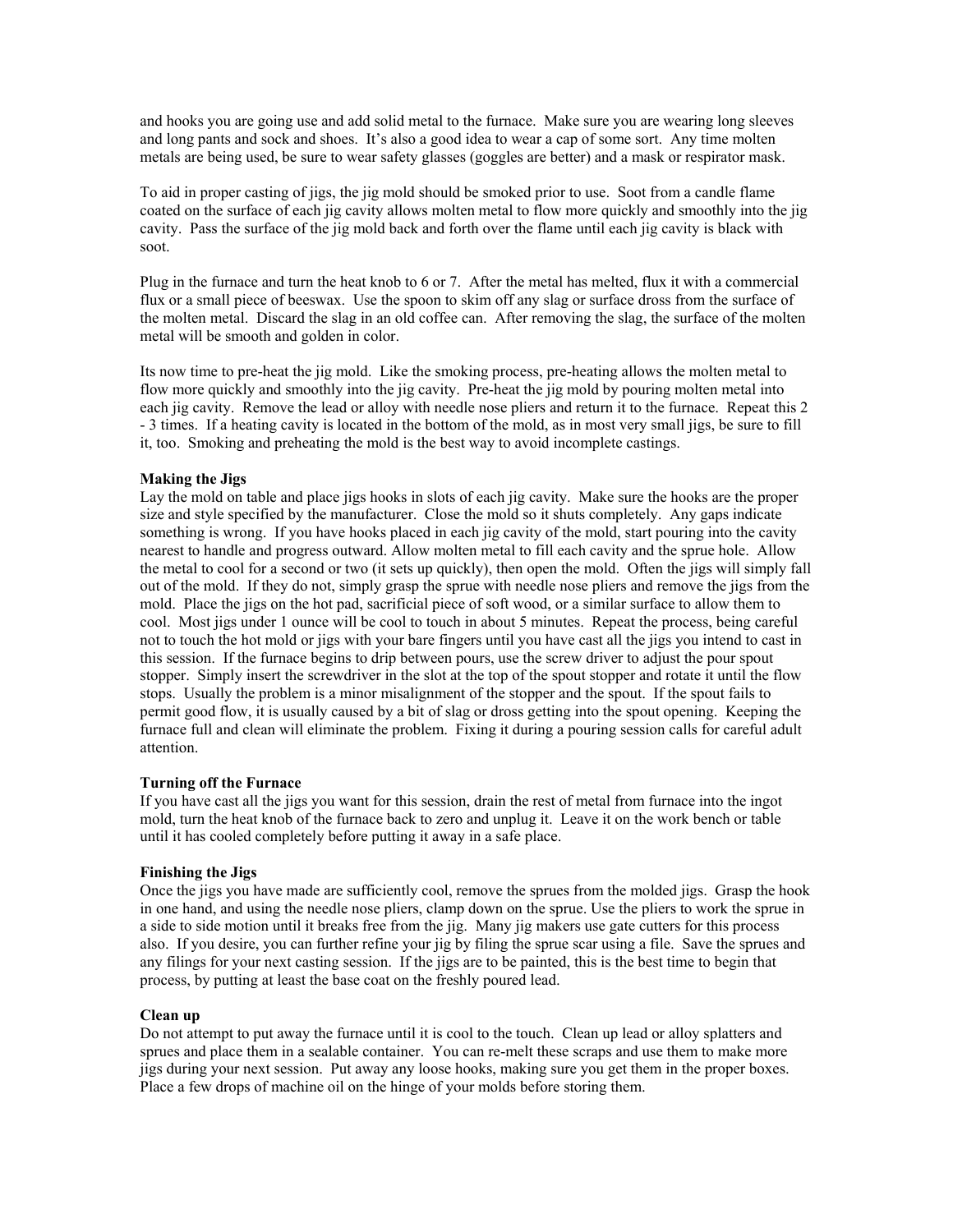and hooks you are going use and add solid metal to the furnace. Make sure you are wearing long sleeves and long pants and sock and shoes. It's also a good idea to wear a cap of some sort. Any time molten metals are being used, be sure to wear safety glasses (goggles are better) and a mask or respirator mask.

To aid in proper casting of jigs, the jig mold should be smoked prior to use. Soot from a candle flame coated on the surface of each jig cavity allows molten metal to flow more quickly and smoothly into the jig cavity. Pass the surface of the jig mold back and forth over the flame until each jig cavity is black with soot.

Plug in the furnace and turn the heat knob to 6 or 7. After the metal has melted, flux it with a commercial flux or a small piece of beeswax. Use the spoon to skim off any slag or surface dross from the surface of the molten metal. Discard the slag in an old coffee can. After removing the slag, the surface of the molten metal will be smooth and golden in color.

Its now time to pre-heat the jig mold. Like the smoking process, pre-heating allows the molten metal to flow more quickly and smoothly into the jig cavity. Pre-heat the jig mold by pouring molten metal into each jig cavity. Remove the lead or alloy with needle nose pliers and return it to the furnace. Repeat this 2 - 3 times. If a heating cavity is located in the bottom of the mold, as in most very small jigs, be sure to fill it, too. Smoking and preheating the mold is the best way to avoid incomplete castings.

**Making the Jigs**

Lay the mold on table and place jigs hooks in slots of each jig cavity. Make sure the hooks are the proper size and style specified by the manufacturer. Close the mold so it shuts completely. Any gaps indicate something is wrong. If you have hooks placed in each jig cavity of the mold, start pouring into the cavity nearest to handle and progress outward. Allow molten metal to fill each cavity and the sprue hole. Allow the metal to cool for a second or two (it sets up quickly), then open the mold. Often the jigs will simply fall out of the mold. If they do not, simply grasp the sprue with needle nose pliers and remove the jigs from the mold. Place the jigs on the hot pad, sacrificial piece of soft wood, or a similar surface to allow them to cool. Most jigs under 1 ounce will be cool to touch in about 5 minutes. Repeat the process, being careful not to touch the hot mold or jigs with your bare fingers until you have cast all the jigs you intend to cast in this session. If the furnace begins to drip between pours, use the screw driver to adjust the pour spout stopper. Simply insert the screwdriver in the slot at the top of the spout stopper and rotate it until the flow stops. Usually the problem is a minor misalignment of the stopper and the spout. If the spout fails to permit good flow, it is usually caused by a bit of slag or dross getting into the spout opening. Keeping the furnace full and clean will eliminate the problem. Fixing it during a pouring session calls for careful adult attention.

**Turning off the Furnace**

If you have cast all the jigs you want for this session, drain the rest of metal from furnace into the ingot mold, turn the heat knob of the furnace back to zero and unplug it. Leave it on the work bench or table until it has cooled completely before putting it away in a safe place.

**Finishing the Jigs**

Once the jigs you have made are sufficiently cool, remove the sprues from the molded jigs. Grasp the hook in one hand, and using the needle nose pliers, clamp down on the sprue. Use the pliers to work the sprue in a side to side motion until it breaks free from the jig. Many jig makers use gate cutters for this process also. If you desire, you can further refine your jig by filing the sprue scar using a file. Save the sprues and any filings for your next casting session. If the jigs are to be painted, this is the best time to begin that process, by putting at least the base coat on the freshly poured lead.

**Clean up**

Do not attempt to put away the furnace until it is cool to the touch. Clean up lead or alloy splatters and sprues and place them in a sealable container. You can re-melt these scraps and use them to make more jigs during your next session. Put away any loose hooks, making sure you get them in the proper boxes. Place a few drops of machine oil on the hinge of your molds before storing them.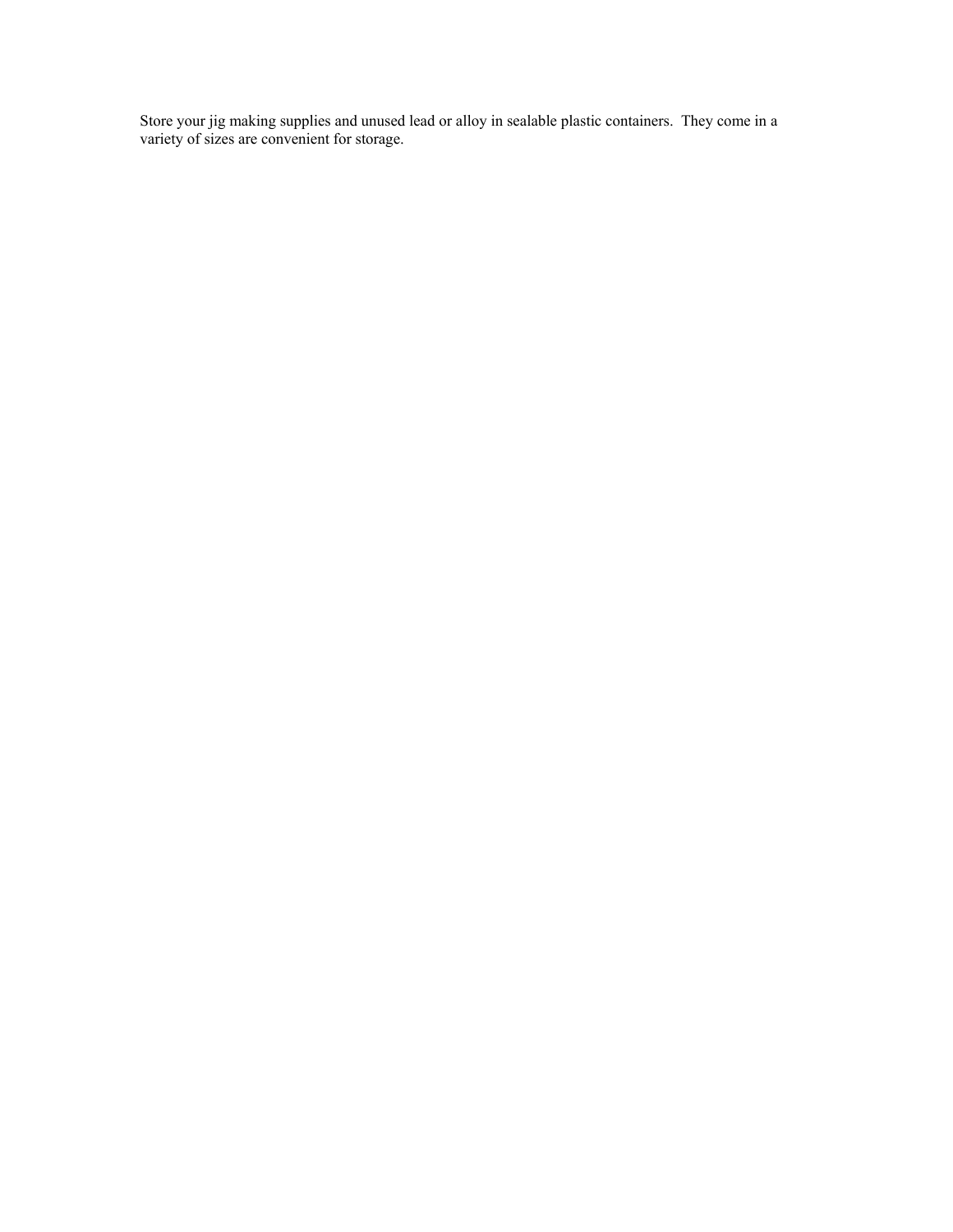Store your jig making supplies and unused lead or alloy in sealable plastic containers.  They come in a variety of sizes are convenient for storage.